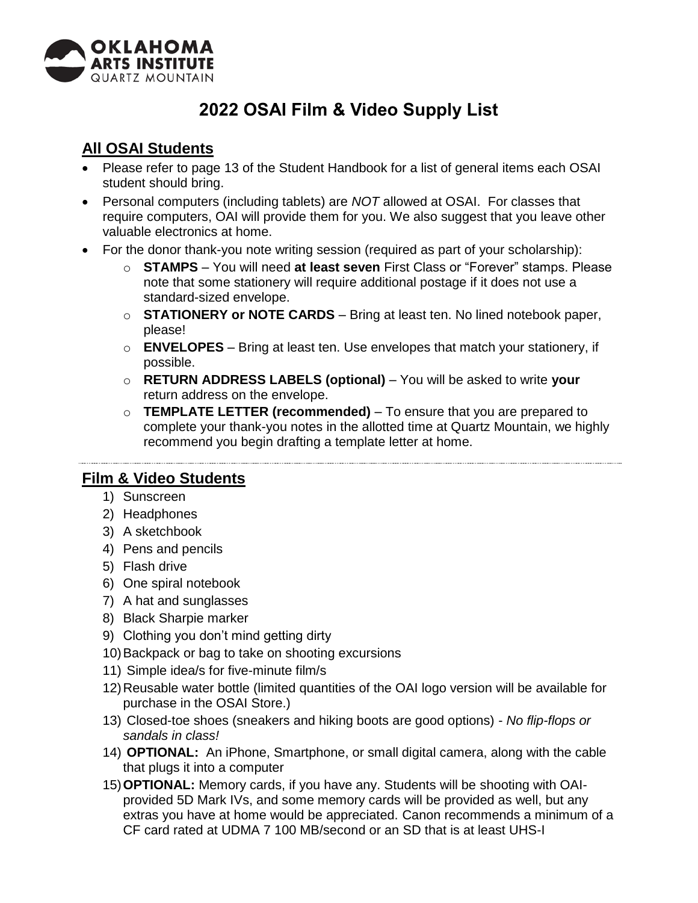# 2022 OSAI Film & Video Supply List

## All OSAI Students

- Please refer to page 13 of the Student Handbook for a list of general items each OSAI student should bring.
- Personal computers (including tablets) are *NOT* allowed at OSAI. For classes that require computers, OAI will provide them for you. We also suggest that you leave other valuable electronics at home.
- For the donor thank-you note writing session (required as part of your scholarship):
  - **STAMPS** – You will need **at least seven** First Class or "Forever" stamps. Please note that some stationery will require additional postage if it does not use a standard-sized envelope.
  - **STATIONERY or NOTE CARDS** – Bring at least ten. No lined notebook paper, please!
  - **ENVELOPES** – Bring at least ten. Use envelopes that match your stationery, if possible.
  - **RETURN ADDRESS LABELS (optional)** – You will be asked to write **your** return address on the envelope.
  - **TEMPLATE LETTER (recommended)** – To ensure that you are prepared to complete your thank-you notes in the allotted time at Quartz Mountain, we highly recommend you begin drafting a template letter at home.

---

## Film & Video Students

1) Sunscreen
2) Headphones
3) A sketchbook
4) Pens and pencils
5) Flash drive
6) One spiral notebook
7) A hat and sunglasses
8) Black Sharpie marker
9) Clothing you don't mind getting dirty
10) Backpack or bag to take on shooting excursions
11) Simple idea/s for five-minute film/s
12) Reusable water bottle (limited quantities of the OAI logo version will be available for purchase in the OSAI Store.)
13) Closed-toe shoes (sneakers and hiking boots are good options) - *No flip-flops or sandals in class!*
14) **OPTIONAL:** An iPhone, Smartphone, or small digital camera, along with the cable that plugs it into a computer
15) **OPTIONAL:** Memory cards, if you have any. Students will be shooting with OAI-provided 5D Mark IVs, and some memory cards will be provided as well, but any extras you have at home would be appreciated. Canon recommends a minimum of a CF card rated at UDMA 7 100 MB/second or an SD that is at least UHS-I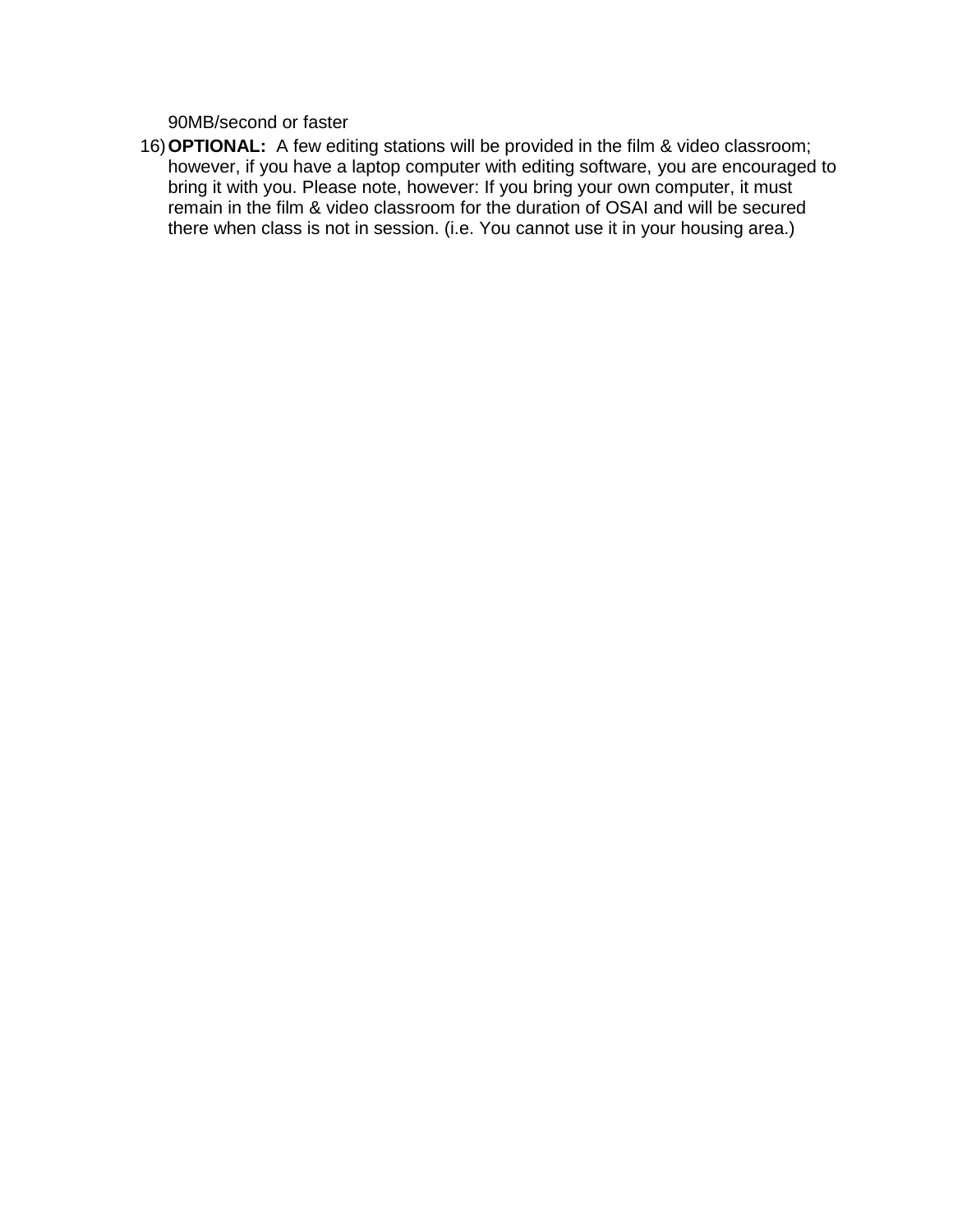90MB/second or faster

16) **OPTIONAL:** A few editing stations will be provided in the film & video classroom; however, if you have a laptop computer with editing software, you are encouraged to bring it with you. Please note, however: If you bring your own computer, it must remain in the film & video classroom for the duration of OSAI and will be secured there when class is not in session. (i.e. You cannot use it in your housing area.)